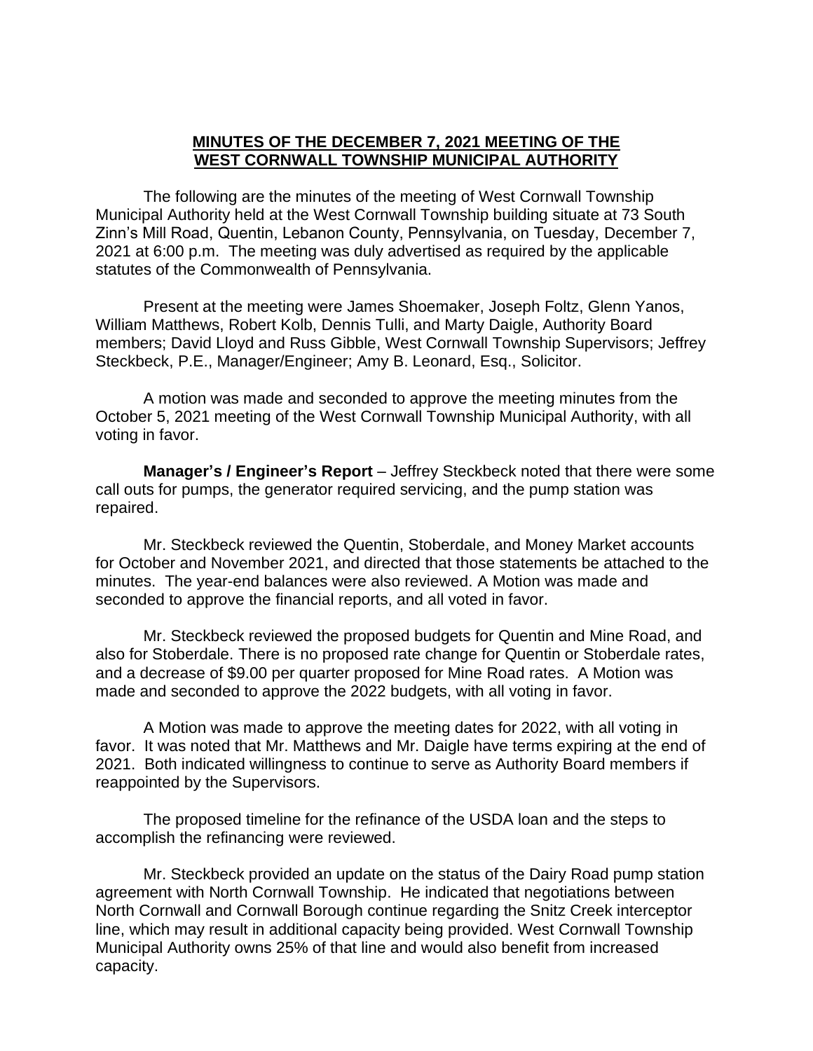**MINUTES OF THE DECEMBER 7, 2021 MEETING OF THE WEST CORNWALL TOWNSHIP MUNICIPAL AUTHORITY**

The following are the minutes of the meeting of West Cornwall Township Municipal Authority held at the West Cornwall Township building situate at 73 South Zinn's Mill Road, Quentin, Lebanon County, Pennsylvania, on Tuesday, December 7, 2021 at 6:00 p.m. The meeting was duly advertised as required by the applicable statutes of the Commonwealth of Pennsylvania.

Present at the meeting were James Shoemaker, Joseph Foltz, Glenn Yanos, William Matthews, Robert Kolb, Dennis Tulli, and Marty Daigle, Authority Board members; David Lloyd and Russ Gibble, West Cornwall Township Supervisors; Jeffrey Steckbeck, P.E., Manager/Engineer; Amy B. Leonard, Esq., Solicitor.

A motion was made and seconded to approve the meeting minutes from the October 5, 2021 meeting of the West Cornwall Township Municipal Authority, with all voting in favor.

**Manager's / Engineer's Report** – Jeffrey Steckbeck noted that there were some call outs for pumps, the generator required servicing, and the pump station was repaired.

Mr. Steckbeck reviewed the Quentin, Stoberdale, and Money Market accounts for October and November 2021, and directed that those statements be attached to the minutes. The year-end balances were also reviewed. A Motion was made and seconded to approve the financial reports, and all voted in favor.

Mr. Steckbeck reviewed the proposed budgets for Quentin and Mine Road, and also for Stoberdale. There is no proposed rate change for Quentin or Stoberdale rates, and a decrease of $9.00 per quarter proposed for Mine Road rates. A Motion was made and seconded to approve the 2022 budgets, with all voting in favor.

A Motion was made to approve the meeting dates for 2022, with all voting in favor. It was noted that Mr. Matthews and Mr. Daigle have terms expiring at the end of 2021. Both indicated willingness to continue to serve as Authority Board members if reappointed by the Supervisors.

The proposed timeline for the refinance of the USDA loan and the steps to accomplish the refinancing were reviewed.

Mr. Steckbeck provided an update on the status of the Dairy Road pump station agreement with North Cornwall Township. He indicated that negotiations between North Cornwall and Cornwall Borough continue regarding the Snitz Creek interceptor line, which may result in additional capacity being provided. West Cornwall Township Municipal Authority owns 25% of that line and would also benefit from increased capacity.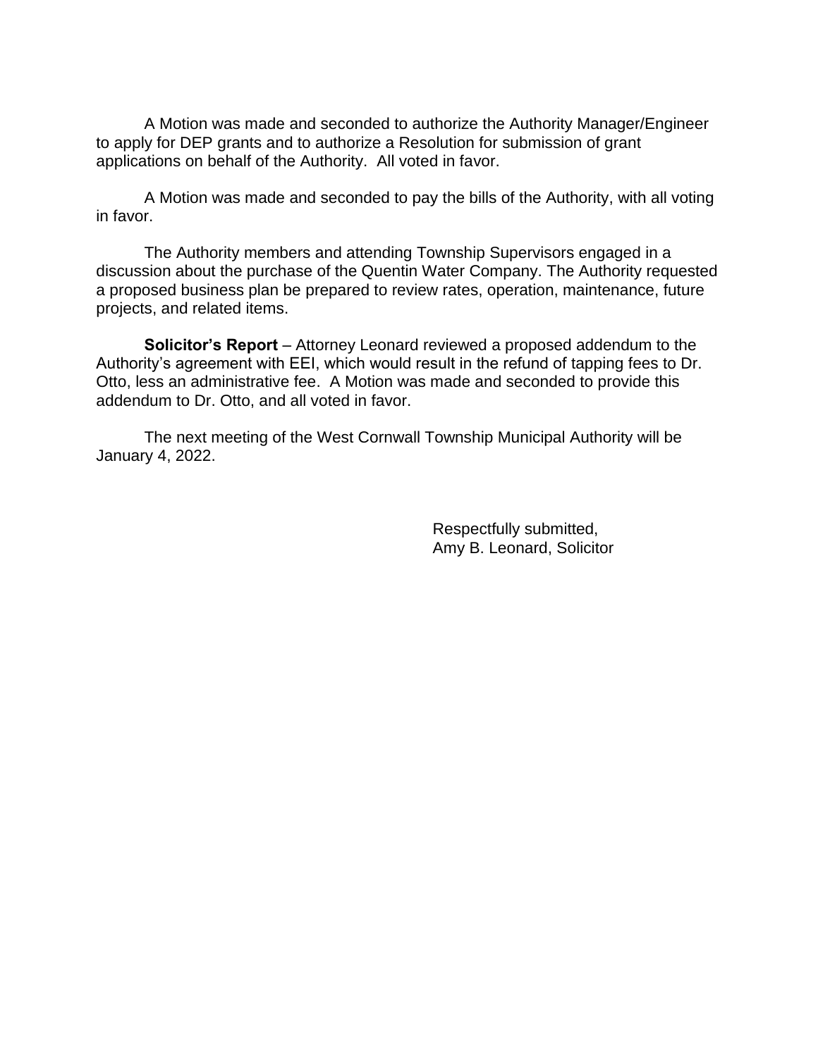A Motion was made and seconded to authorize the Authority Manager/Engineer to apply for DEP grants and to authorize a Resolution for submission of grant applications on behalf of the Authority. All voted in favor.

A Motion was made and seconded to pay the bills of the Authority, with all voting in favor.

The Authority members and attending Township Supervisors engaged in a discussion about the purchase of the Quentin Water Company. The Authority requested a proposed business plan be prepared to review rates, operation, maintenance, future projects, and related items.

**Solicitor's Report** – Attorney Leonard reviewed a proposed addendum to the Authority's agreement with EEI, which would result in the refund of tapping fees to Dr. Otto, less an administrative fee. A Motion was made and seconded to provide this addendum to Dr. Otto, and all voted in favor.

The next meeting of the West Cornwall Township Municipal Authority will be January 4, 2022.

Respectfully submitted,
Amy B. Leonard, Solicitor